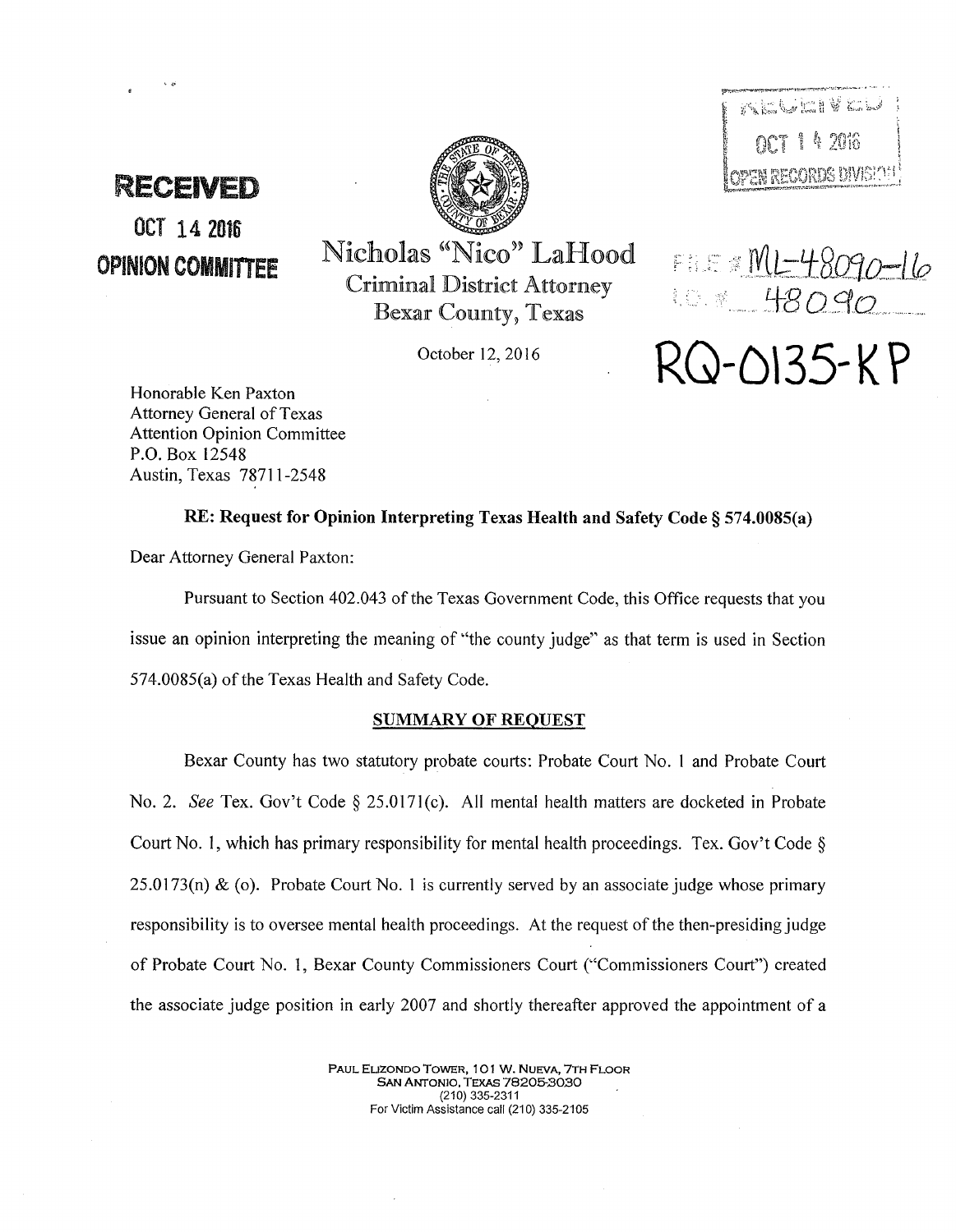**RECEIVED**

**OCT 14 2016**

**OPINION COMMITTEE**

RECEIVED

OCT 14 2016

OPEN RECORDS DIVISION

FILE # ML-48090-16

I.D. # 48090

# RQ-0135-KP

Nicholas "Nico" LaHood
Criminal District Attorney
Bexar County, Texas

October 12, 2016

Honorable Ken Paxton
Attorney General of Texas
Attention Opinion Committee
P.O. Box 12548
Austin, Texas 78711-2548

**RE: Request for Opinion Interpreting Texas Health and Safety Code § 574.0085(a)**

Dear Attorney General Paxton:

Pursuant to Section 402.043 of the Texas Government Code, this Office requests that you issue an opinion interpreting the meaning of "the county judge" as that term is used in Section 574.0085(a) of the Texas Health and Safety Code.

**SUMMARY OF REQUEST**

Bexar County has two statutory probate courts: Probate Court No. 1 and Probate Court No. 2. *See* Tex. Gov't Code § 25.0171(c). All mental health matters are docketed in Probate Court No. 1, which has primary responsibility for mental health proceedings. Tex. Gov't Code § 25.0173(n) & (o). Probate Court No. 1 is currently served by an associate judge whose primary responsibility is to oversee mental health proceedings. At the request of the then-presiding judge of Probate Court No. 1, Bexar County Commissioners Court ("Commissioners Court") created the associate judge position in early 2007 and shortly thereafter approved the appointment of a

PAUL ELIZONDO TOWER, 101 W. NUEVA, 7TH FLOOR
SAN ANTONIO, TEXAS 78205-3030
(210) 335-2311
For Victim Assistance call (210) 335-2105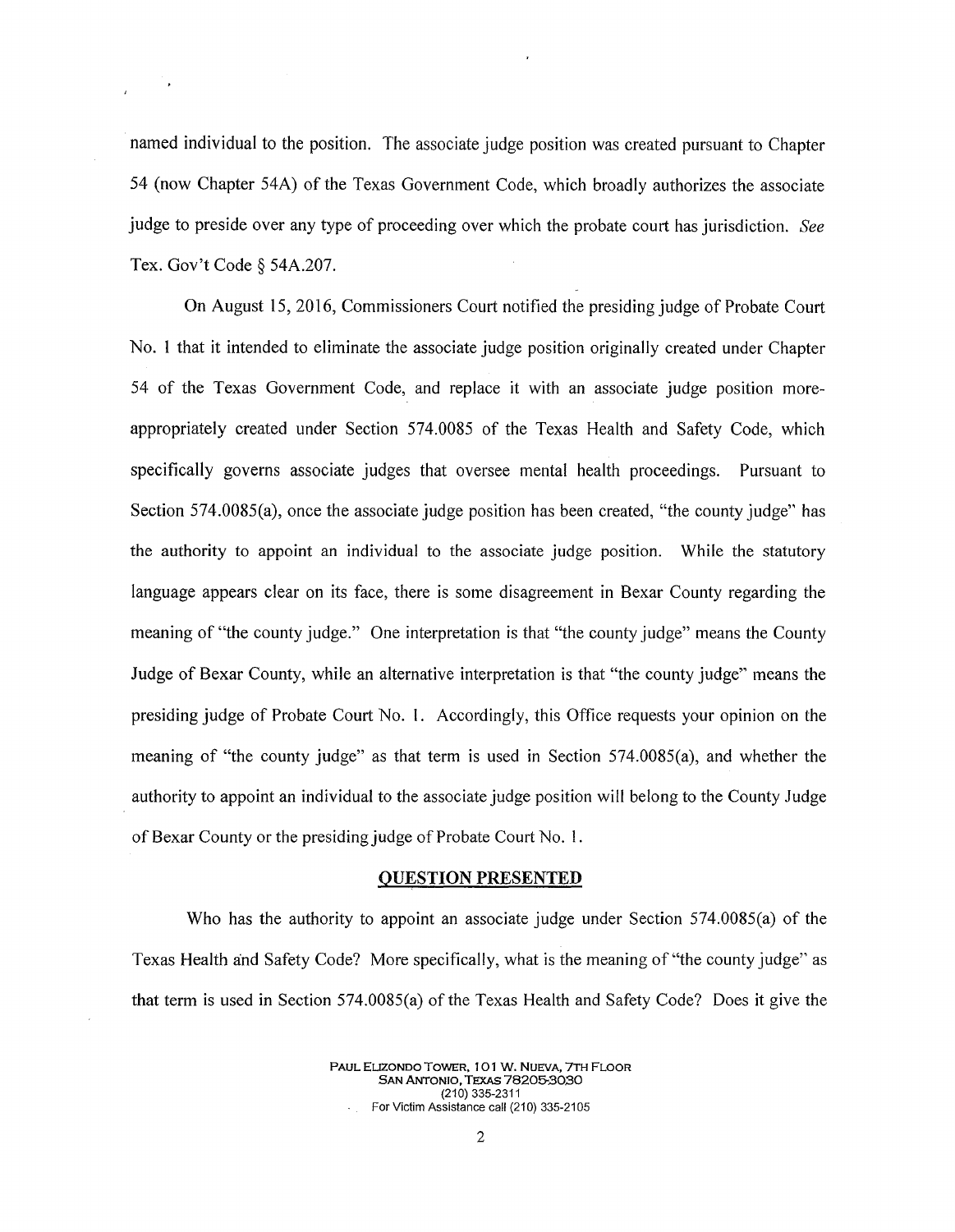named individual to the position. The associate judge position was created pursuant to Chapter 54 (now Chapter 54A) of the Texas Government Code, which broadly authorizes the associate judge to preside over any type of proceeding over which the probate court has jurisdiction. *See* Tex. Gov't Code § 54A.207.

On August 15, 2016, Commissioners Court notified the presiding judge of Probate Court No. 1 that it intended to eliminate the associate judge position originally created under Chapter 54 of the Texas Government Code, and replace it with an associate judge position more-appropriately created under Section 574.0085 of the Texas Health and Safety Code, which specifically governs associate judges that oversee mental health proceedings. Pursuant to Section 574.0085(a), once the associate judge position has been created, "the county judge" has the authority to appoint an individual to the associate judge position. While the statutory language appears clear on its face, there is some disagreement in Bexar County regarding the meaning of "the county judge." One interpretation is that "the county judge" means the County Judge of Bexar County, while an alternative interpretation is that "the county judge" means the presiding judge of Probate Court No. 1. Accordingly, this Office requests your opinion on the meaning of "the county judge" as that term is used in Section 574.0085(a), and whether the authority to appoint an individual to the associate judge position will belong to the County Judge of Bexar County or the presiding judge of Probate Court No. 1.

## QUESTION PRESENTED

Who has the authority to appoint an associate judge under Section 574.0085(a) of the Texas Health and Safety Code? More specifically, what is the meaning of "the county judge" as that term is used in Section 574.0085(a) of the Texas Health and Safety Code? Does it give the

PAUL ELIZONDO TOWER, 101 W. NUEVA, 7TH FLOOR
SAN ANTONIO, TEXAS 78205-3030
(210) 335-2311
For Victim Assistance call (210) 335-2105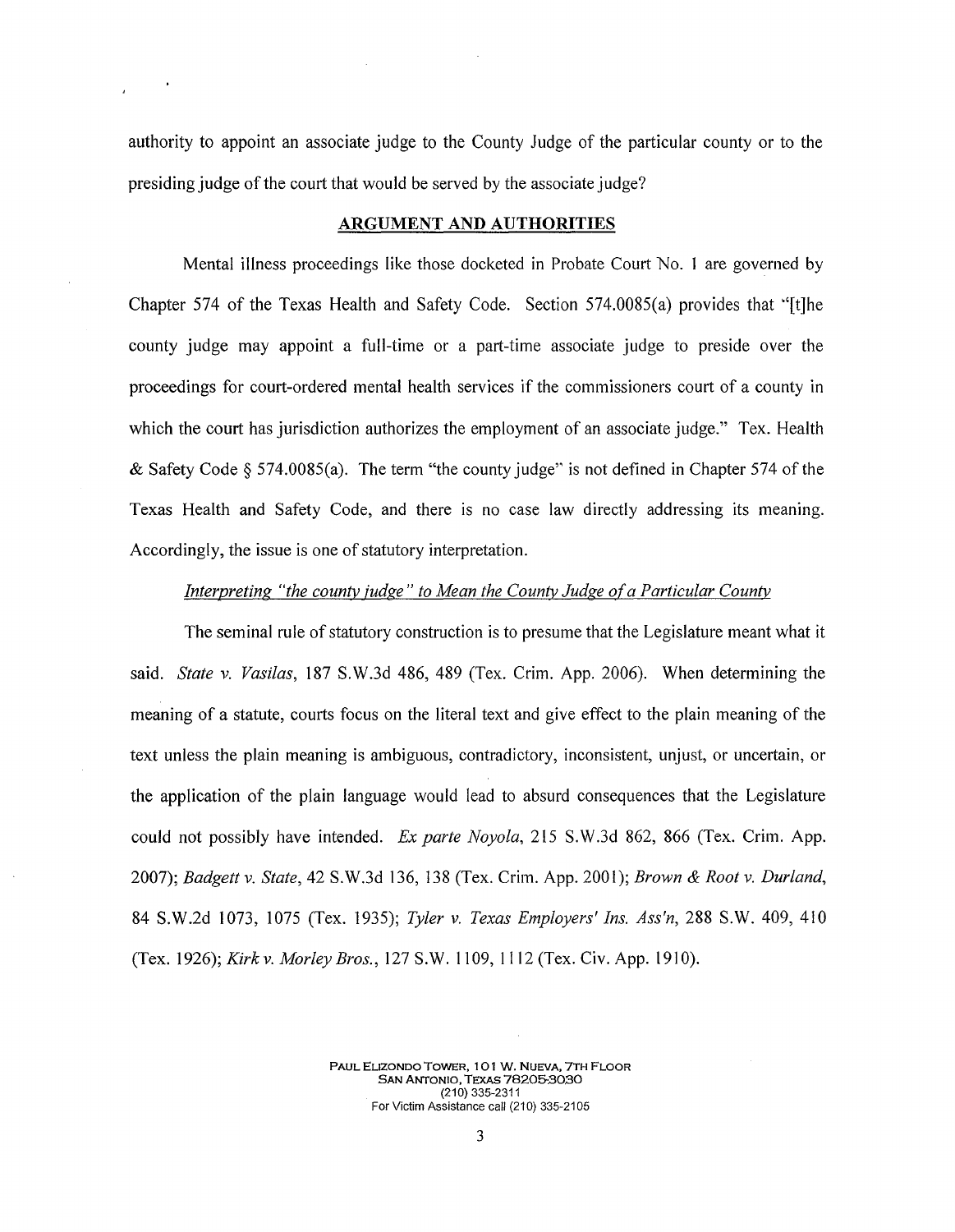authority to appoint an associate judge to the County Judge of the particular county or to the presiding judge of the court that would be served by the associate judge?

## ARGUMENT AND AUTHORITIES

Mental illness proceedings like those docketed in Probate Court No. 1 are governed by Chapter 574 of the Texas Health and Safety Code. Section 574.0085(a) provides that "[t]he county judge may appoint a full-time or a part-time associate judge to preside over the proceedings for court-ordered mental health services if the commissioners court of a county in which the court has jurisdiction authorizes the employment of an associate judge." Tex. Health & Safety Code § 574.0085(a). The term "the county judge" is not defined in Chapter 574 of the Texas Health and Safety Code, and there is no case law directly addressing its meaning. Accordingly, the issue is one of statutory interpretation.

*Interpreting "the county judge" to Mean the County Judge of a Particular County*

The seminal rule of statutory construction is to presume that the Legislature meant what it said. *State v. Vasilas*, 187 S.W.3d 486, 489 (Tex. Crim. App. 2006). When determining the meaning of a statute, courts focus on the literal text and give effect to the plain meaning of the text unless the plain meaning is ambiguous, contradictory, inconsistent, unjust, or uncertain, or the application of the plain language would lead to absurd consequences that the Legislature could not possibly have intended. *Ex parte Noyola*, 215 S.W.3d 862, 866 (Tex. Crim. App. 2007); *Badgett v. State*, 42 S.W.3d 136, 138 (Tex. Crim. App. 2001); *Brown & Root v. Durland*, 84 S.W.2d 1073, 1075 (Tex. 1935); *Tyler v. Texas Employers' Ins. Ass'n*, 288 S.W. 409, 410 (Tex. 1926); *Kirk v. Morley Bros.*, 127 S.W. 1109, 1112 (Tex. Civ. App. 1910).

PAUL ELIZONDO TOWER, 101 W. NUEVA, 7TH FLOOR
SAN ANTONIO, TEXAS 78205-3030
(210) 335-2311
For Victim Assistance call (210) 335-2105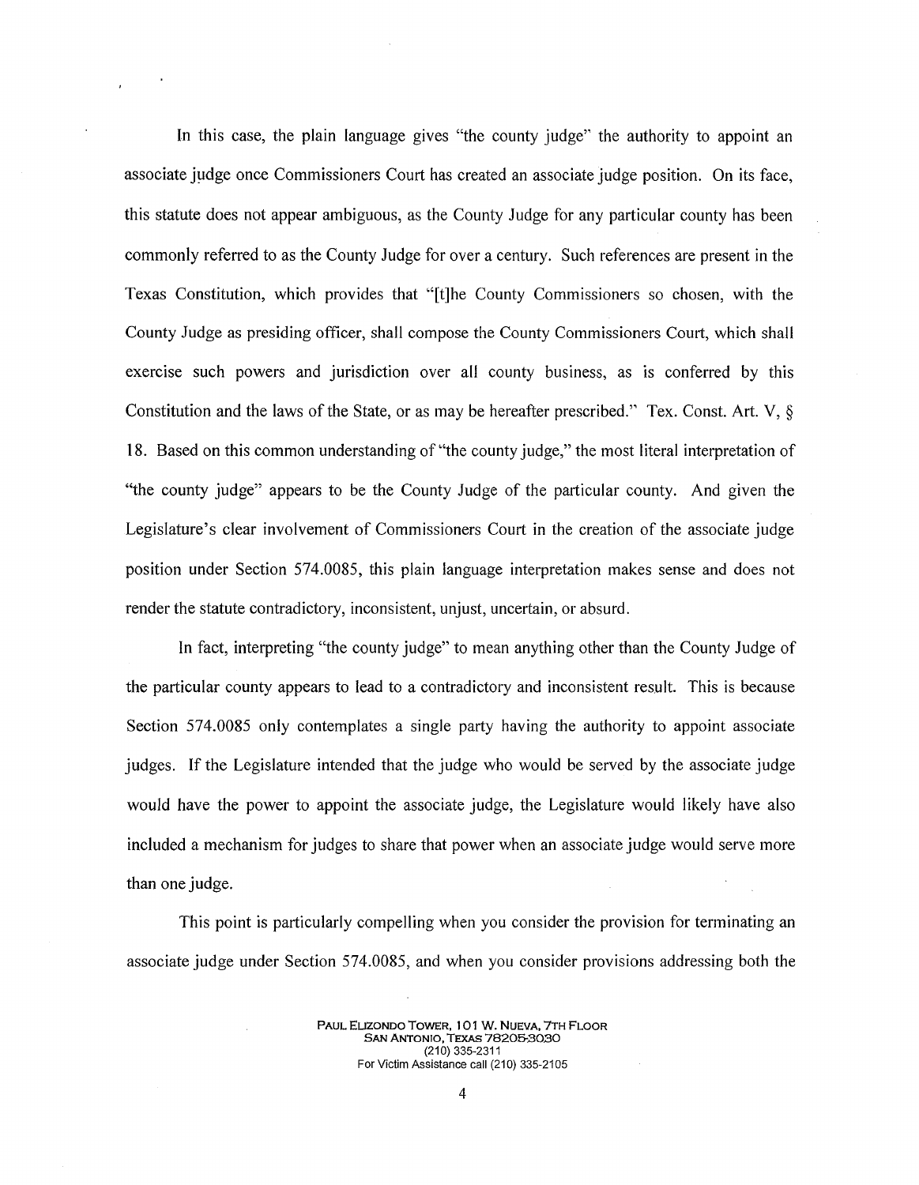In this case, the plain language gives "the county judge" the authority to appoint an associate judge once Commissioners Court has created an associate judge position. On its face, this statute does not appear ambiguous, as the County Judge for any particular county has been commonly referred to as the County Judge for over a century. Such references are present in the Texas Constitution, which provides that "[t]he County Commissioners so chosen, with the County Judge as presiding officer, shall compose the County Commissioners Court, which shall exercise such powers and jurisdiction over all county business, as is conferred by this Constitution and the laws of the State, or as may be hereafter prescribed." Tex. Const. Art. V, § 18. Based on this common understanding of "the county judge," the most literal interpretation of "the county judge" appears to be the County Judge of the particular county. And given the Legislature's clear involvement of Commissioners Court in the creation of the associate judge position under Section 574.0085, this plain language interpretation makes sense and does not render the statute contradictory, inconsistent, unjust, uncertain, or absurd.

In fact, interpreting "the county judge" to mean anything other than the County Judge of the particular county appears to lead to a contradictory and inconsistent result. This is because Section 574.0085 only contemplates a single party having the authority to appoint associate judges. If the Legislature intended that the judge who would be served by the associate judge would have the power to appoint the associate judge, the Legislature would likely have also included a mechanism for judges to share that power when an associate judge would serve more than one judge.

This point is particularly compelling when you consider the provision for terminating an associate judge under Section 574.0085, and when you consider provisions addressing both the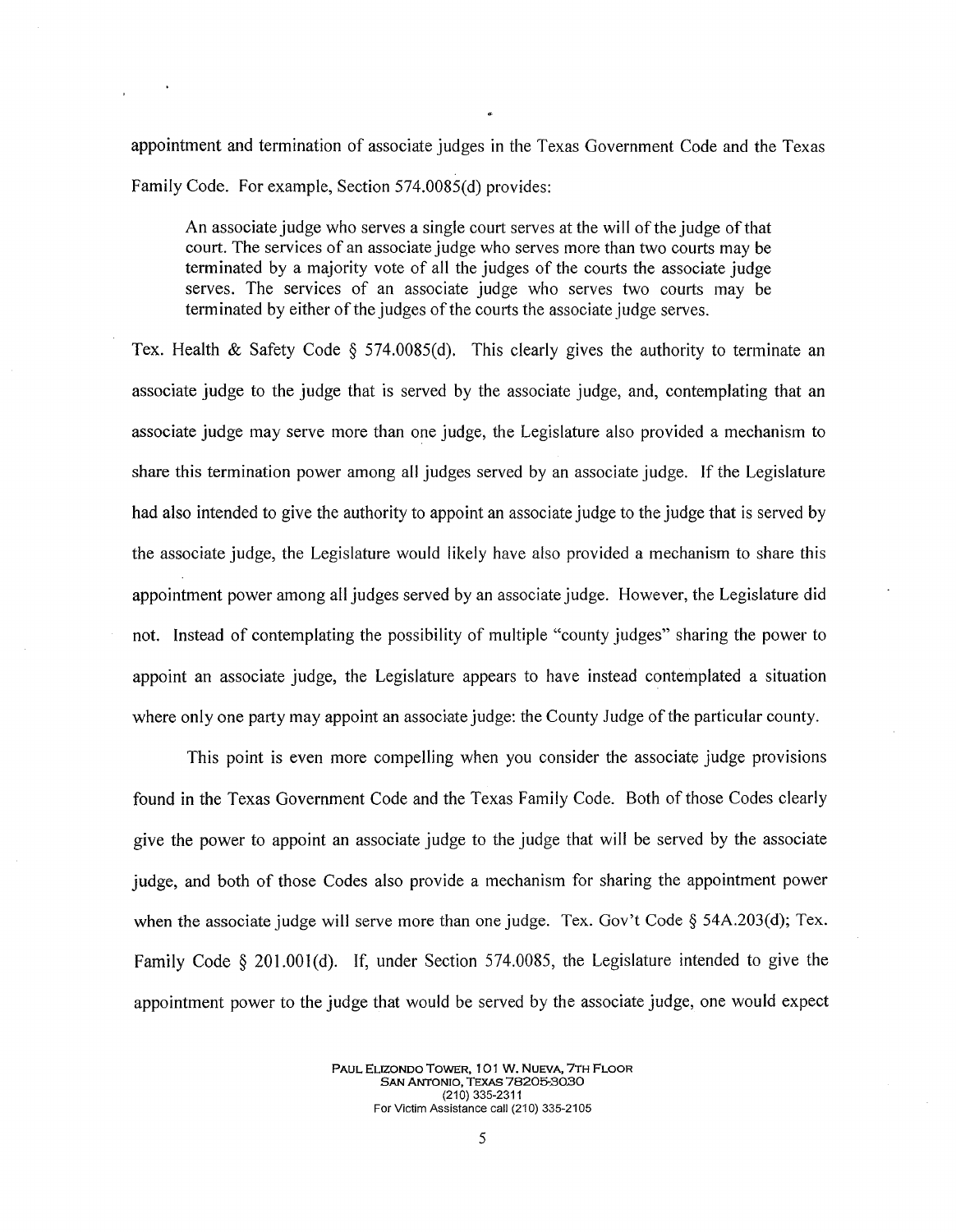appointment and termination of associate judges in the Texas Government Code and the Texas Family Code. For example, Section 574.0085(d) provides:

> An associate judge who serves a single court serves at the will of the judge of that court. The services of an associate judge who serves more than two courts may be terminated by a majority vote of all the judges of the courts the associate judge serves. The services of an associate judge who serves two courts may be terminated by either of the judges of the courts the associate judge serves.

Tex. Health & Safety Code § 574.0085(d). This clearly gives the authority to terminate an associate judge to the judge that is served by the associate judge, and, contemplating that an associate judge may serve more than one judge, the Legislature also provided a mechanism to share this termination power among all judges served by an associate judge. If the Legislature had also intended to give the authority to appoint an associate judge to the judge that is served by the associate judge, the Legislature would likely have also provided a mechanism to share this appointment power among all judges served by an associate judge. However, the Legislature did not. Instead of contemplating the possibility of multiple "county judges" sharing the power to appoint an associate judge, the Legislature appears to have instead contemplated a situation where only one party may appoint an associate judge: the County Judge of the particular county.

This point is even more compelling when you consider the associate judge provisions found in the Texas Government Code and the Texas Family Code. Both of those Codes clearly give the power to appoint an associate judge to the judge that will be served by the associate judge, and both of those Codes also provide a mechanism for sharing the appointment power when the associate judge will serve more than one judge. Tex. Gov't Code § 54A.203(d); Tex. Family Code § 201.001(d). If, under Section 574.0085, the Legislature intended to give the appointment power to the judge that would be served by the associate judge, one would expect

PAUL ELIZONDO TOWER, 101 W. NUEVA, 7TH FLOOR
SAN ANTONIO, TEXAS 78205-3030
(210) 335-2311
For Victim Assistance call (210) 335-2105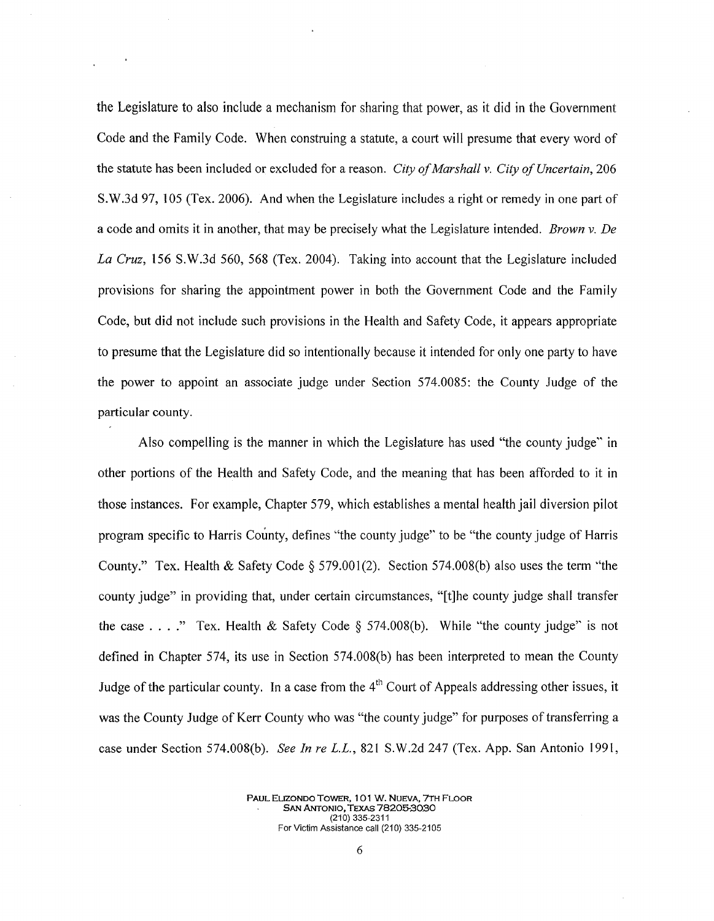the Legislature to also include a mechanism for sharing that power, as it did in the Government Code and the Family Code. When construing a statute, a court will presume that every word of the statute has been included or excluded for a reason. *City of Marshall v. City of Uncertain*, 206 S.W.3d 97, 105 (Tex. 2006). And when the Legislature includes a right or remedy in one part of a code and omits it in another, that may be precisely what the Legislature intended. *Brown v. De La Cruz*, 156 S.W.3d 560, 568 (Tex. 2004). Taking into account that the Legislature included provisions for sharing the appointment power in both the Government Code and the Family Code, but did not include such provisions in the Health and Safety Code, it appears appropriate to presume that the Legislature did so intentionally because it intended for only one party to have the power to appoint an associate judge under Section 574.0085: the County Judge of the particular county.

Also compelling is the manner in which the Legislature has used "the county judge" in other portions of the Health and Safety Code, and the meaning that has been afforded to it in those instances. For example, Chapter 579, which establishes a mental health jail diversion pilot program specific to Harris County, defines "the county judge" to be "the county judge of Harris County." Tex. Health & Safety Code § 579.001(2). Section 574.008(b) also uses the term "the county judge" in providing that, under certain circumstances, "[t]he county judge shall transfer the case . . . ." Tex. Health & Safety Code § 574.008(b). While "the county judge" is not defined in Chapter 574, its use in Section 574.008(b) has been interpreted to mean the County Judge of the particular county. In a case from the 4th Court of Appeals addressing other issues, it was the County Judge of Kerr County who was "the county judge" for purposes of transferring a case under Section 574.008(b). *See In re L.L.*, 821 S.W.2d 247 (Tex. App. San Antonio 1991,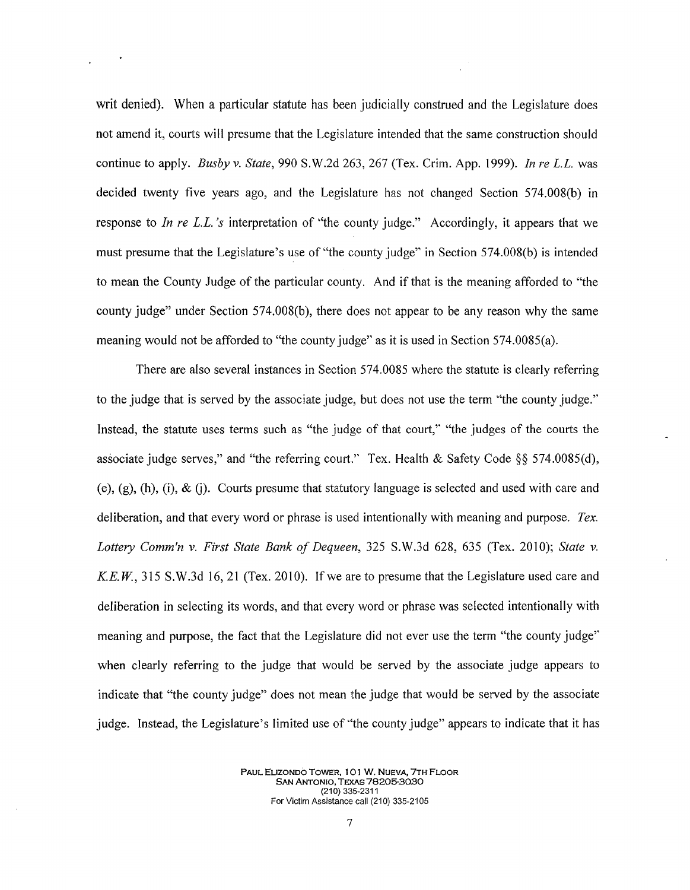writ denied). When a particular statute has been judicially construed and the Legislature does not amend it, courts will presume that the Legislature intended that the same construction should continue to apply. *Busby v. State*, 990 S.W.2d 263, 267 (Tex. Crim. App. 1999). *In re L.L.* was decided twenty five years ago, and the Legislature has not changed Section 574.008(b) in response to *In re L.L.'s* interpretation of "the county judge." Accordingly, it appears that we must presume that the Legislature's use of "the county judge" in Section 574.008(b) is intended to mean the County Judge of the particular county. And if that is the meaning afforded to "the county judge" under Section 574.008(b), there does not appear to be any reason why the same meaning would not be afforded to "the county judge" as it is used in Section 574.0085(a).

There are also several instances in Section 574.0085 where the statute is clearly referring to the judge that is served by the associate judge, but does not use the term "the county judge." Instead, the statute uses terms such as "the judge of that court," "the judges of the courts the associate judge serves," and "the referring court." Tex. Health & Safety Code §§ 574.0085(d), (e), (g), (h), (i), & (j). Courts presume that statutory language is selected and used with care and deliberation, and that every word or phrase is used intentionally with meaning and purpose. *Tex. Lottery Comm'n v. First State Bank of Dequeen*, 325 S.W.3d 628, 635 (Tex. 2010); *State v. K.E.W.*, 315 S.W.3d 16, 21 (Tex. 2010). If we are to presume that the Legislature used care and deliberation in selecting its words, and that every word or phrase was selected intentionally with meaning and purpose, the fact that the Legislature did not ever use the term "the county judge" when clearly referring to the judge that would be served by the associate judge appears to indicate that "the county judge" does not mean the judge that would be served by the associate judge. Instead, the Legislature's limited use of "the county judge" appears to indicate that it has

PAUL ELIZONDO TOWER, 101 W. NUEVA, 7TH FLOOR
SAN ANTONIO, TEXAS 78205-3030
(210) 335-2311
For Victim Assistance call (210) 335-2105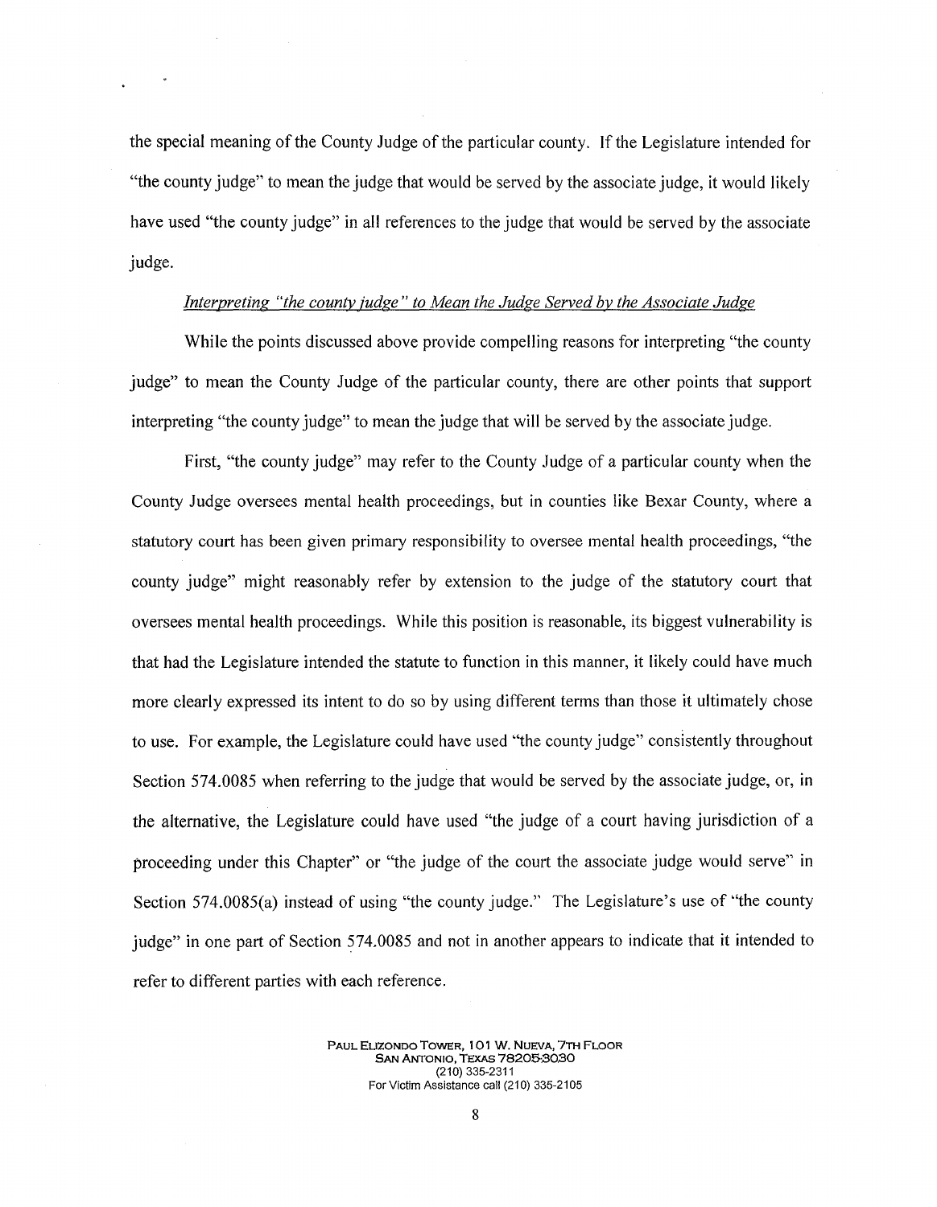the special meaning of the County Judge of the particular county. If the Legislature intended for "the county judge" to mean the judge that would be served by the associate judge, it would likely have used "the county judge" in all references to the judge that would be served by the associate judge.

*Interpreting "the county judge" to Mean the Judge Served by the Associate Judge*

While the points discussed above provide compelling reasons for interpreting "the county judge" to mean the County Judge of the particular county, there are other points that support interpreting "the county judge" to mean the judge that will be served by the associate judge.

First, "the county judge" may refer to the County Judge of a particular county when the County Judge oversees mental health proceedings, but in counties like Bexar County, where a statutory court has been given primary responsibility to oversee mental health proceedings, "the county judge" might reasonably refer by extension to the judge of the statutory court that oversees mental health proceedings. While this position is reasonable, its biggest vulnerability is that had the Legislature intended the statute to function in this manner, it likely could have much more clearly expressed its intent to do so by using different terms than those it ultimately chose to use. For example, the Legislature could have used "the county judge" consistently throughout Section 574.0085 when referring to the judge that would be served by the associate judge, or, in the alternative, the Legislature could have used "the judge of a court having jurisdiction of a proceeding under this Chapter" or "the judge of the court the associate judge would serve" in Section 574.0085(a) instead of using "the county judge." The Legislature's use of "the county judge" in one part of Section 574.0085 and not in another appears to indicate that it intended to refer to different parties with each reference.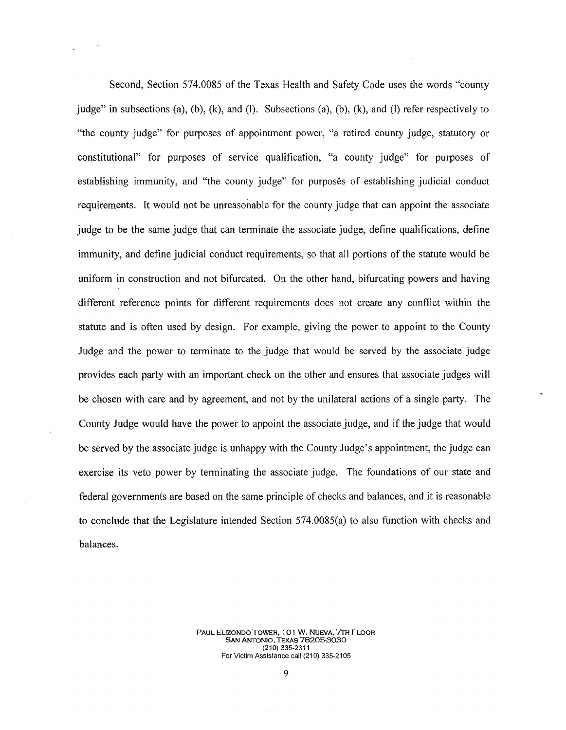Second, Section 574.0085 of the Texas Health and Safety Code uses the words "county judge" in subsections (a), (b), (k), and (l). Subsections (a), (b), (k), and (l) refer respectively to "the county judge" for purposes of appointment power, "a retired county judge, statutory or constitutional" for purposes of service qualification, "a county judge" for purposes of establishing immunity, and "the county judge" for purposes of establishing judicial conduct requirements. It would not be unreasonable for the county judge that can appoint the associate judge to be the same judge that can terminate the associate judge, define qualifications, define immunity, and define judicial conduct requirements, so that all portions of the statute would be uniform in construction and not bifurcated. On the other hand, bifurcating powers and having different reference points for different requirements does not create any conflict within the statute and is often used by design. For example, giving the power to appoint to the County Judge and the power to terminate to the judge that would be served by the associate judge provides each party with an important check on the other and ensures that associate judges will be chosen with care and by agreement, and not by the unilateral actions of a single party. The County Judge would have the power to appoint the associate judge, and if the judge that would be served by the associate judge is unhappy with the County Judge's appointment, the judge can exercise its veto power by terminating the associate judge. The foundations of our state and federal governments are based on the same principle of checks and balances, and it is reasonable to conclude that the Legislature intended Section 574.0085(a) to also function with checks and balances.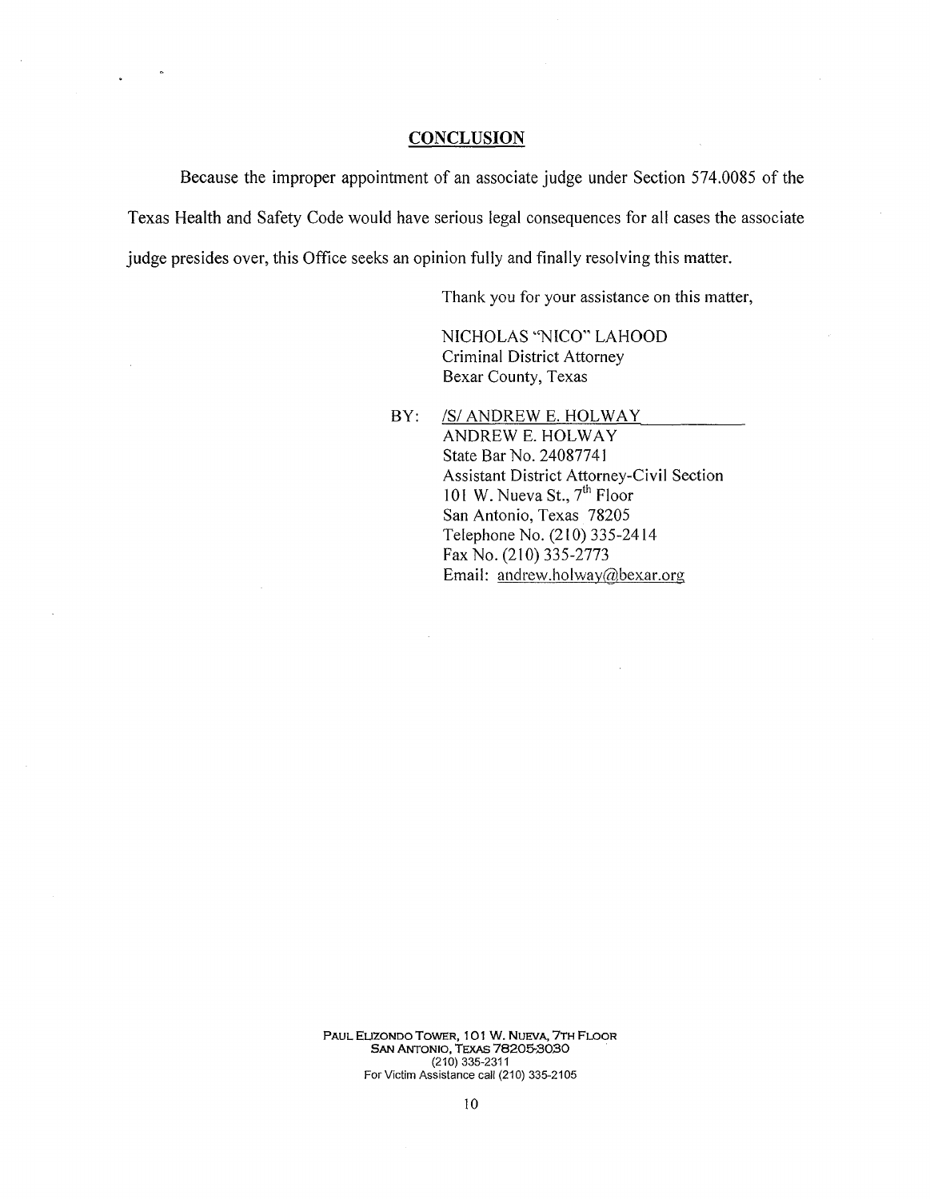## CONCLUSION

Because the improper appointment of an associate judge under Section 574.0085 of the Texas Health and Safety Code would have serious legal consequences for all cases the associate judge presides over, this Office seeks an opinion fully and finally resolving this matter.

Thank you for your assistance on this matter,

NICHOLAS "NICO" LAHOOD
Criminal District Attorney
Bexar County, Texas

BY: /S/ ANDREW E. HOLWAY
ANDREW E. HOLWAY
State Bar No. 24087741
Assistant District Attorney-Civil Section
101 W. Nueva St., 7th Floor
San Antonio, Texas 78205
Telephone No. (210) 335-2414
Fax No. (210) 335-2773
Email: andrew.holway@bexar.org

PAUL ELIZONDO TOWER, 101 W. NUEVA, 7TH FLOOR
SAN ANTONIO, TEXAS 78205-3030
(210) 335-2311
For Victim Assistance call (210) 335-2105